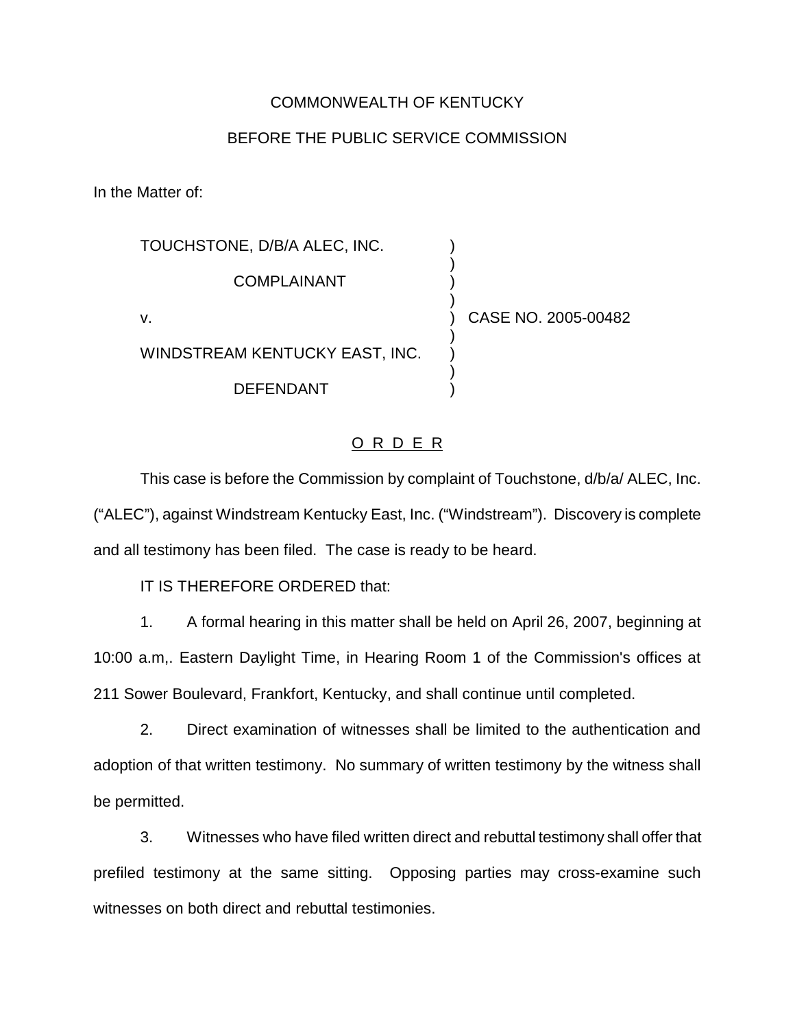COMMONWEALTH OF KENTUCKY

BEFORE THE PUBLIC SERVICE COMMISSION

In the Matter of:

| | | |
|---|---|---|
| TOUCHSTONE, D/B/A ALEC, INC. | ) | |
| COMPLAINANT | ) | |
| v. | ) | CASE NO. 2005-00482 |
| WINDSTREAM KENTUCKY EAST, INC. | ) | |
| DEFENDANT | ) | |

O R D E R

This case is before the Commission by complaint of Touchstone, d/b/a/ ALEC, Inc. ("ALEC"), against Windstream Kentucky East, Inc. ("Windstream"). Discovery is complete and all testimony has been filed. The case is ready to be heard.

IT IS THEREFORE ORDERED that:

1. A formal hearing in this matter shall be held on April 26, 2007, beginning at 10:00 a.m,. Eastern Daylight Time, in Hearing Room 1 of the Commission's offices at 211 Sower Boulevard, Frankfort, Kentucky, and shall continue until completed.

2. Direct examination of witnesses shall be limited to the authentication and adoption of that written testimony. No summary of written testimony by the witness shall be permitted.

3. Witnesses who have filed written direct and rebuttal testimony shall offer that prefiled testimony at the same sitting. Opposing parties may cross-examine such witnesses on both direct and rebuttal testimonies.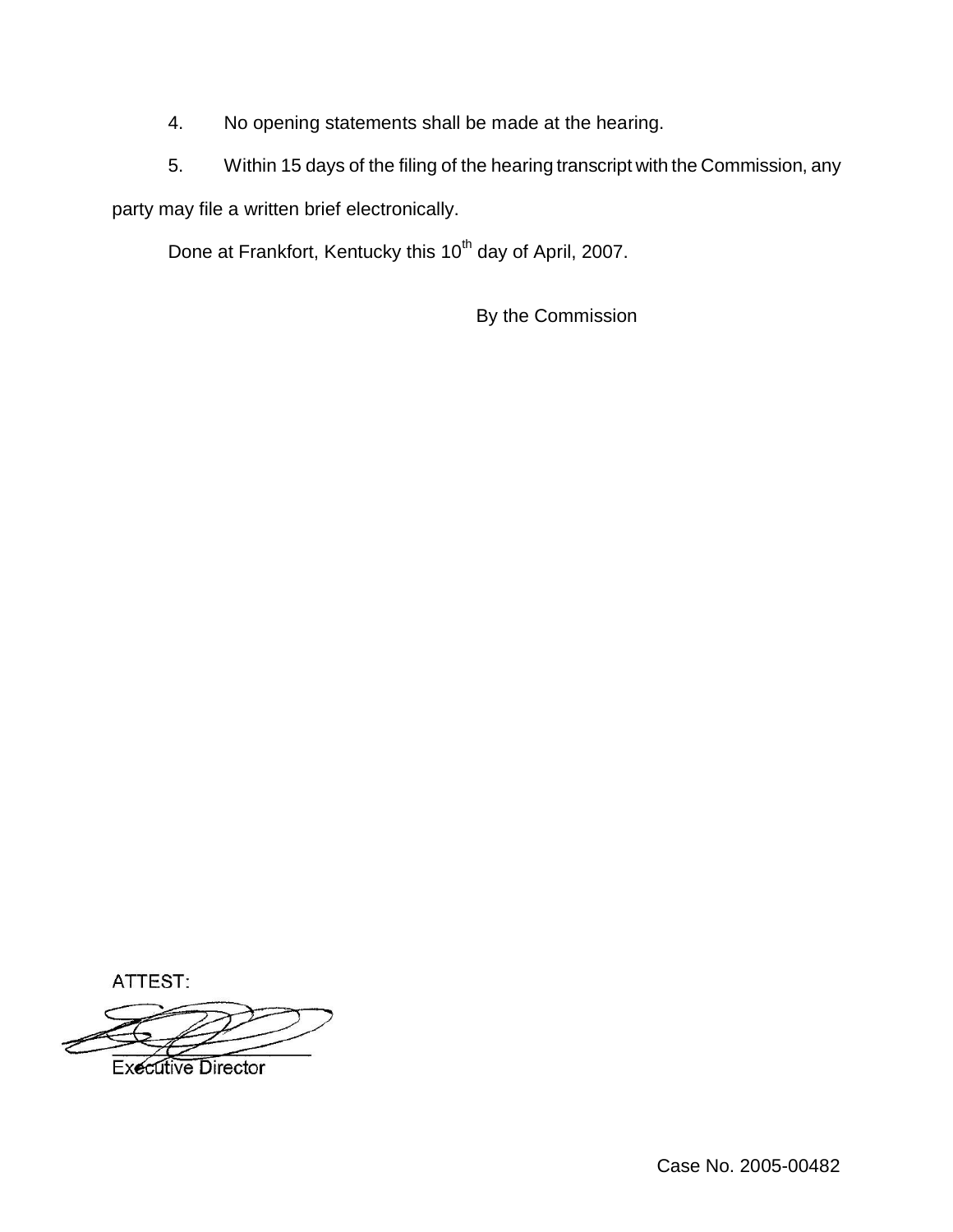4. No opening statements shall be made at the hearing.

5. Within 15 days of the filing of the hearing transcript with the Commission, any party may file a written brief electronically.

Done at Frankfort, Kentucky this 10th day of April, 2007.

By the Commission

ATTEST:

Executive Director

Case No. 2005-00482